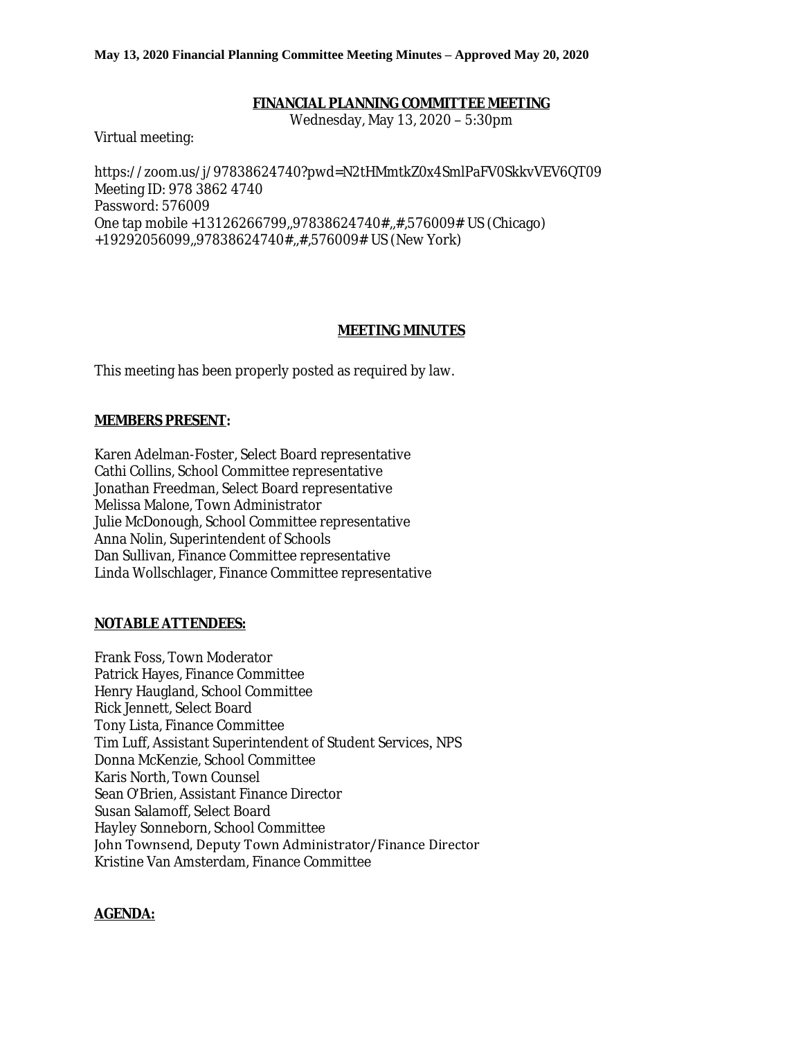**May 13, 2020 Financial Planning Committee Meeting Minutes – Approved May 20, 2020**

# FINANCIAL PLANNING COMMITTEE MEETING

Wednesday, May 13, 2020 – 5:30pm

Virtual meeting:

https://zoom.us/j/97838624740?pwd=N2tHMmtkZ0x4SmlPaFV0SkkvVEV6QT09
Meeting ID: 978 3862 4740
Password: 576009
One tap mobile +13126266799,,97838624740#,,#,576009# US (Chicago)
+19292056099,,97838624740#,,#,576009# US (New York)

## MEETING MINUTES

This meeting has been properly posted as required by law.

**MEMBERS PRESENT:**

Karen Adelman-Foster, Select Board representative
Cathi Collins, School Committee representative
Jonathan Freedman, Select Board representative
Melissa Malone, Town Administrator
Julie McDonough, School Committee representative
Anna Nolin, Superintendent of Schools
Dan Sullivan, Finance Committee representative
Linda Wollschlager, Finance Committee representative

**NOTABLE ATTENDEES:**

Frank Foss, Town Moderator
Patrick Hayes, Finance Committee
Henry Haugland, School Committee
Rick Jennett, Select Board
Tony Lista, Finance Committee
Tim Luff, Assistant Superintendent of Student Services, NPS
Donna McKenzie, School Committee
Karis North, Town Counsel
Sean O'Brien, Assistant Finance Director
Susan Salamoff, Select Board
Hayley Sonneborn, School Committee
John Townsend, Deputy Town Administrator/Finance Director
Kristine Van Amsterdam, Finance Committee

**AGENDA:**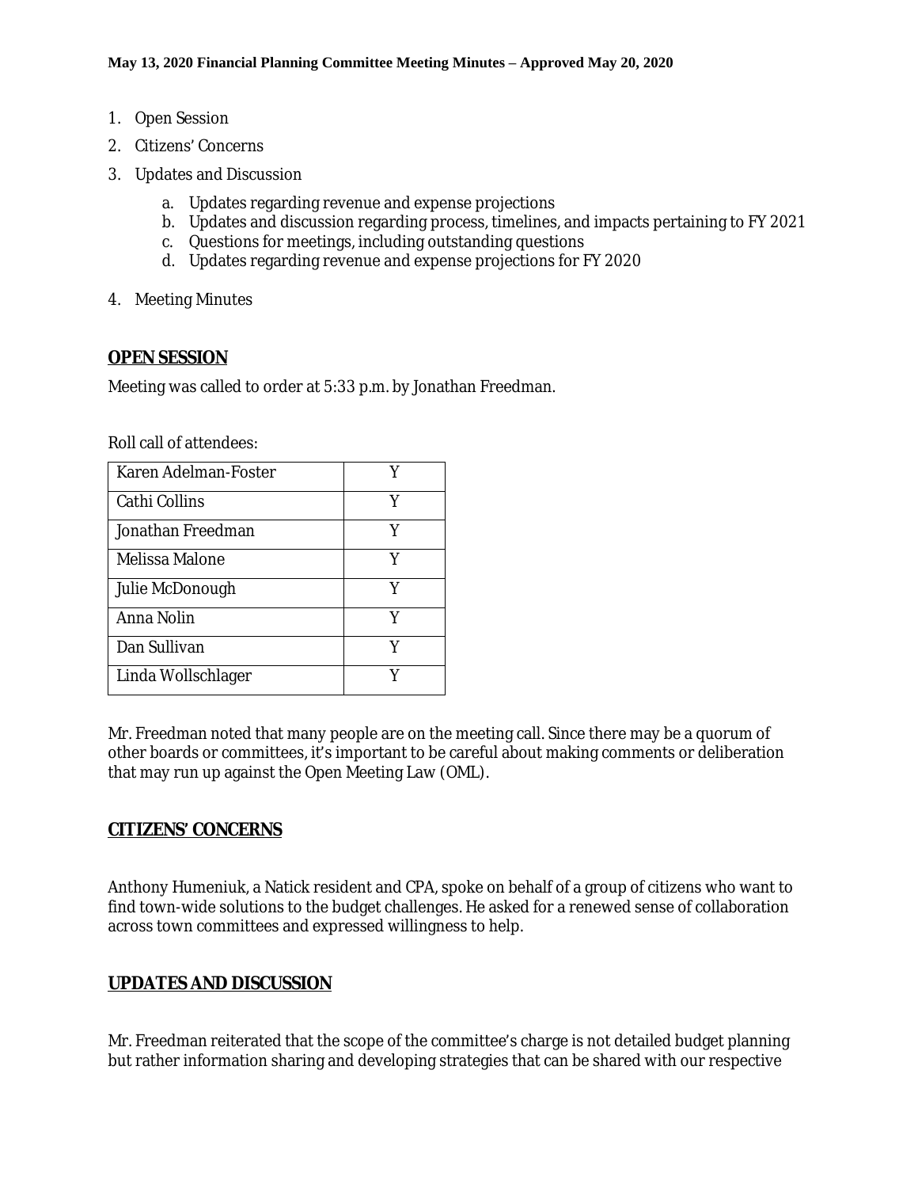**May 13, 2020 Financial Planning Committee Meeting Minutes – Approved May 20, 2020**

1. Open Session
2. Citizens' Concerns
3. Updates and Discussion
   a. Updates regarding revenue and expense projections
   b. Updates and discussion regarding process, timelines, and impacts pertaining to FY 2021
   c. Questions for meetings, including outstanding questions
   d. Updates regarding revenue and expense projections for FY 2020
4. Meeting Minutes

## OPEN SESSION

Meeting was called to order at 5:33 p.m. by Jonathan Freedman.

Roll call of attendees:

| | |
|---|---|
| Karen Adelman-Foster | Y |
| Cathi Collins | Y |
| Jonathan Freedman | Y |
| Melissa Malone | Y |
| Julie McDonough | Y |
| Anna Nolin | Y |
| Dan Sullivan | Y |
| Linda Wollschlager | Y |

Mr. Freedman noted that many people are on the meeting call. Since there may be a quorum of other boards or committees, it's important to be careful about making comments or deliberation that may run up against the Open Meeting Law (OML).

## CITIZENS' CONCERNS

Anthony Humeniuk, a Natick resident and CPA, spoke on behalf of a group of citizens who want to find town-wide solutions to the budget challenges. He asked for a renewed sense of collaboration across town committees and expressed willingness to help.

## UPDATES AND DISCUSSION

Mr. Freedman reiterated that the scope of the committee's charge is not detailed budget planning but rather information sharing and developing strategies that can be shared with our respective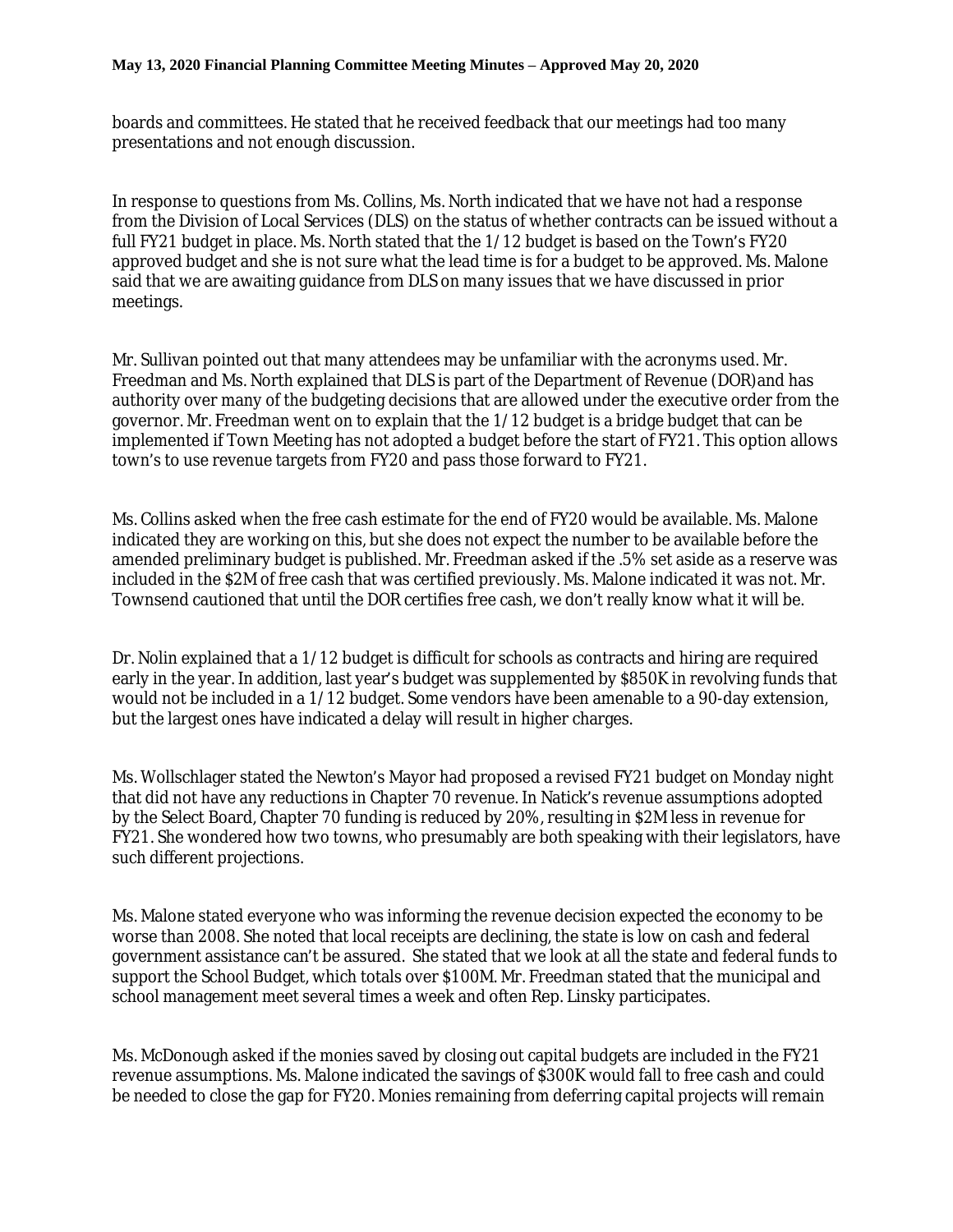boards and committees. He stated that he received feedback that our meetings had too many presentations and not enough discussion.

In response to questions from Ms. Collins, Ms. North indicated that we have not had a response from the Division of Local Services (DLS) on the status of whether contracts can be issued without a full FY21 budget in place. Ms. North stated that the 1/12 budget is based on the Town's FY20 approved budget and she is not sure what the lead time is for a budget to be approved. Ms. Malone said that we are awaiting guidance from DLS on many issues that we have discussed in prior meetings.

Mr. Sullivan pointed out that many attendees may be unfamiliar with the acronyms used. Mr. Freedman and Ms. North explained that DLS is part of the Department of Revenue (DOR)and has authority over many of the budgeting decisions that are allowed under the executive order from the governor. Mr. Freedman went on to explain that the 1/12 budget is a bridge budget that can be implemented if Town Meeting has not adopted a budget before the start of FY21. This option allows town's to use revenue targets from FY20 and pass those forward to FY21.

Ms. Collins asked when the free cash estimate for the end of FY20 would be available. Ms. Malone indicated they are working on this, but she does not expect the number to be available before the amended preliminary budget is published. Mr. Freedman asked if the .5% set aside as a reserve was included in the $2M of free cash that was certified previously. Ms. Malone indicated it was not. Mr. Townsend cautioned that until the DOR certifies free cash, we don't really know what it will be.

Dr. Nolin explained that a 1/12 budget is difficult for schools as contracts and hiring are required early in the year. In addition, last year's budget was supplemented by $850K in revolving funds that would not be included in a 1/12 budget. Some vendors have been amenable to a 90-day extension, but the largest ones have indicated a delay will result in higher charges.

Ms. Wollschlager stated the Newton's Mayor had proposed a revised FY21 budget on Monday night that did not have any reductions in Chapter 70 revenue. In Natick's revenue assumptions adopted by the Select Board, Chapter 70 funding is reduced by 20%, resulting in $2M less in revenue for FY21. She wondered how two towns, who presumably are both speaking with their legislators, have such different projections.

Ms. Malone stated everyone who was informing the revenue decision expected the economy to be worse than 2008. She noted that local receipts are declining, the state is low on cash and federal government assistance can't be assured. She stated that we look at all the state and federal funds to support the School Budget, which totals over $100M. Mr. Freedman stated that the municipal and school management meet several times a week and often Rep. Linsky participates.

Ms. McDonough asked if the monies saved by closing out capital budgets are included in the FY21 revenue assumptions. Ms. Malone indicated the savings of $300K would fall to free cash and could be needed to close the gap for FY20. Monies remaining from deferring capital projects will remain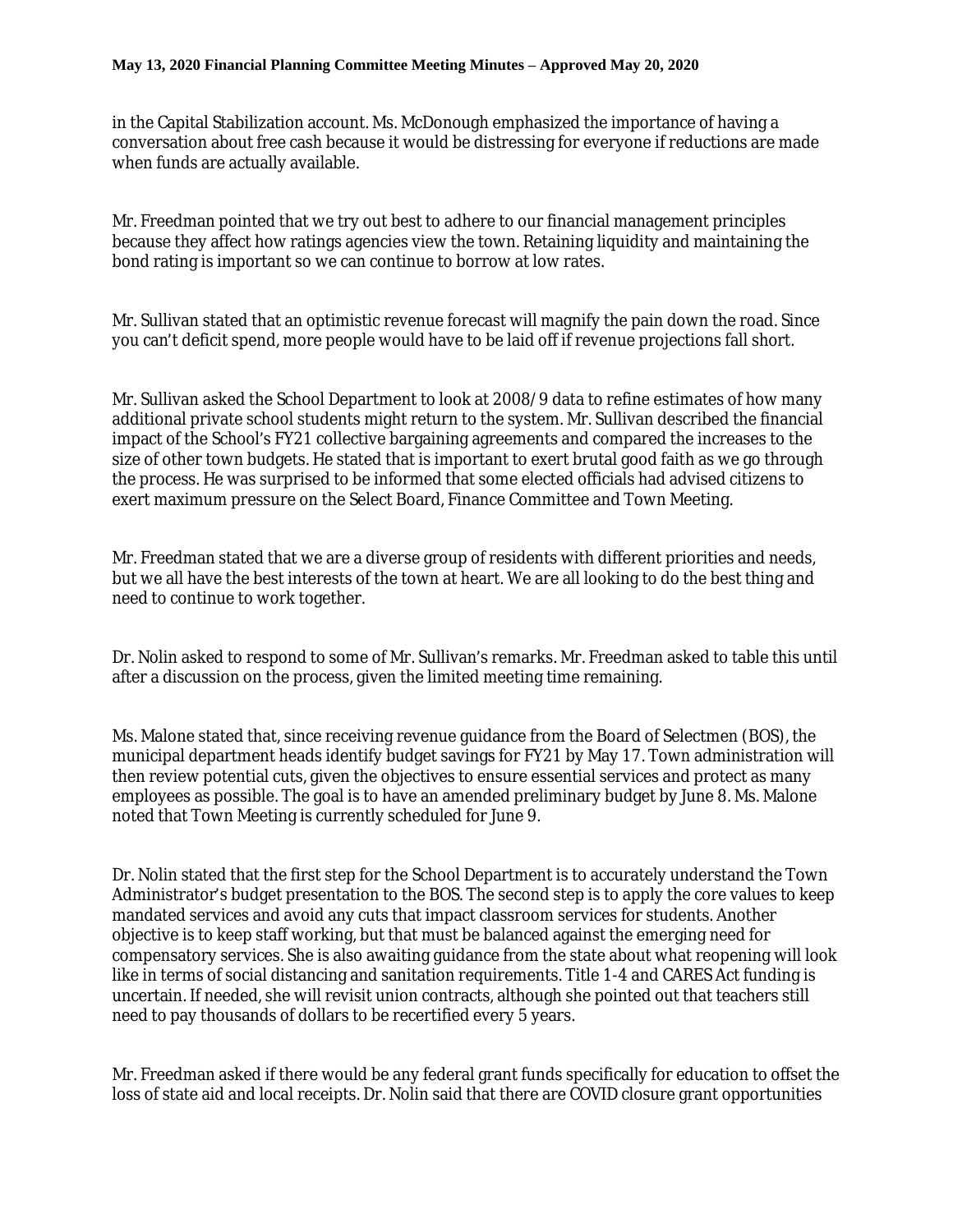in the Capital Stabilization account. Ms. McDonough emphasized the importance of having a conversation about free cash because it would be distressing for everyone if reductions are made when funds are actually available.

Mr. Freedman pointed that we try out best to adhere to our financial management principles because they affect how ratings agencies view the town. Retaining liquidity and maintaining the bond rating is important so we can continue to borrow at low rates.

Mr. Sullivan stated that an optimistic revenue forecast will magnify the pain down the road. Since you can't deficit spend, more people would have to be laid off if revenue projections fall short.

Mr. Sullivan asked the School Department to look at 2008/9 data to refine estimates of how many additional private school students might return to the system. Mr. Sullivan described the financial impact of the School's FY21 collective bargaining agreements and compared the increases to the size of other town budgets. He stated that is important to exert brutal good faith as we go through the process. He was surprised to be informed that some elected officials had advised citizens to exert maximum pressure on the Select Board, Finance Committee and Town Meeting.

Mr. Freedman stated that we are a diverse group of residents with different priorities and needs, but we all have the best interests of the town at heart. We are all looking to do the best thing and need to continue to work together.

Dr. Nolin asked to respond to some of Mr. Sullivan's remarks. Mr. Freedman asked to table this until after a discussion on the process, given the limited meeting time remaining.

Ms. Malone stated that, since receiving revenue guidance from the Board of Selectmen (BOS), the municipal department heads identify budget savings for FY21 by May 17. Town administration will then review potential cuts, given the objectives to ensure essential services and protect as many employees as possible. The goal is to have an amended preliminary budget by June 8. Ms. Malone noted that Town Meeting is currently scheduled for June 9.

Dr. Nolin stated that the first step for the School Department is to accurately understand the Town Administrator's budget presentation to the BOS. The second step is to apply the core values to keep mandated services and avoid any cuts that impact classroom services for students. Another objective is to keep staff working, but that must be balanced against the emerging need for compensatory services. She is also awaiting guidance from the state about what reopening will look like in terms of social distancing and sanitation requirements. Title 1-4 and CARES Act funding is uncertain. If needed, she will revisit union contracts, although she pointed out that teachers still need to pay thousands of dollars to be recertified every 5 years.

Mr. Freedman asked if there would be any federal grant funds specifically for education to offset the loss of state aid and local receipts. Dr. Nolin said that there are COVID closure grant opportunities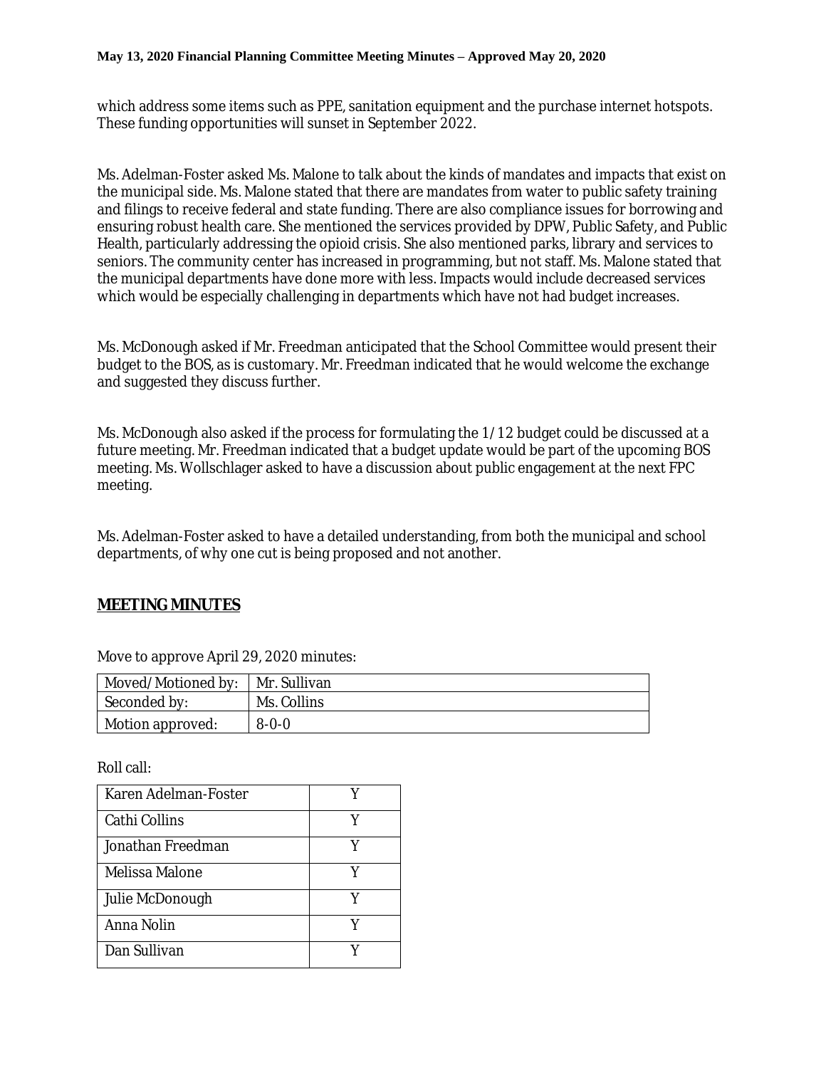which address some items such as PPE, sanitation equipment and the purchase internet hotspots. These funding opportunities will sunset in September 2022.

Ms. Adelman-Foster asked Ms. Malone to talk about the kinds of mandates and impacts that exist on the municipal side. Ms. Malone stated that there are mandates from water to public safety training and filings to receive federal and state funding. There are also compliance issues for borrowing and ensuring robust health care. She mentioned the services provided by DPW, Public Safety, and Public Health, particularly addressing the opioid crisis. She also mentioned parks, library and services to seniors. The community center has increased in programming, but not staff. Ms. Malone stated that the municipal departments have done more with less. Impacts would include decreased services which would be especially challenging in departments which have not had budget increases.

Ms. McDonough asked if Mr. Freedman anticipated that the School Committee would present their budget to the BOS, as is customary. Mr. Freedman indicated that he would welcome the exchange and suggested they discuss further.

Ms. McDonough also asked if the process for formulating the 1/12 budget could be discussed at a future meeting. Mr. Freedman indicated that a budget update would be part of the upcoming BOS meeting. Ms. Wollschlager asked to have a discussion about public engagement at the next FPC meeting.

Ms. Adelman-Foster asked to have a detailed understanding, from both the municipal and school departments, of why one cut is being proposed and not another.

## MEETING MINUTES

Move to approve April 29, 2020 minutes:

| Moved/Motioned by: | Mr. Sullivan |
|---|---|
| Seconded by: | Ms. Collins |
| Motion approved: | 8-0-0 |

Roll call:

| Karen Adelman-Foster | Y |
|---|---|
| Cathi Collins | Y |
| Jonathan Freedman | Y |
| Melissa Malone | Y |
| Julie McDonough | Y |
| Anna Nolin | Y |
| Dan Sullivan | Y |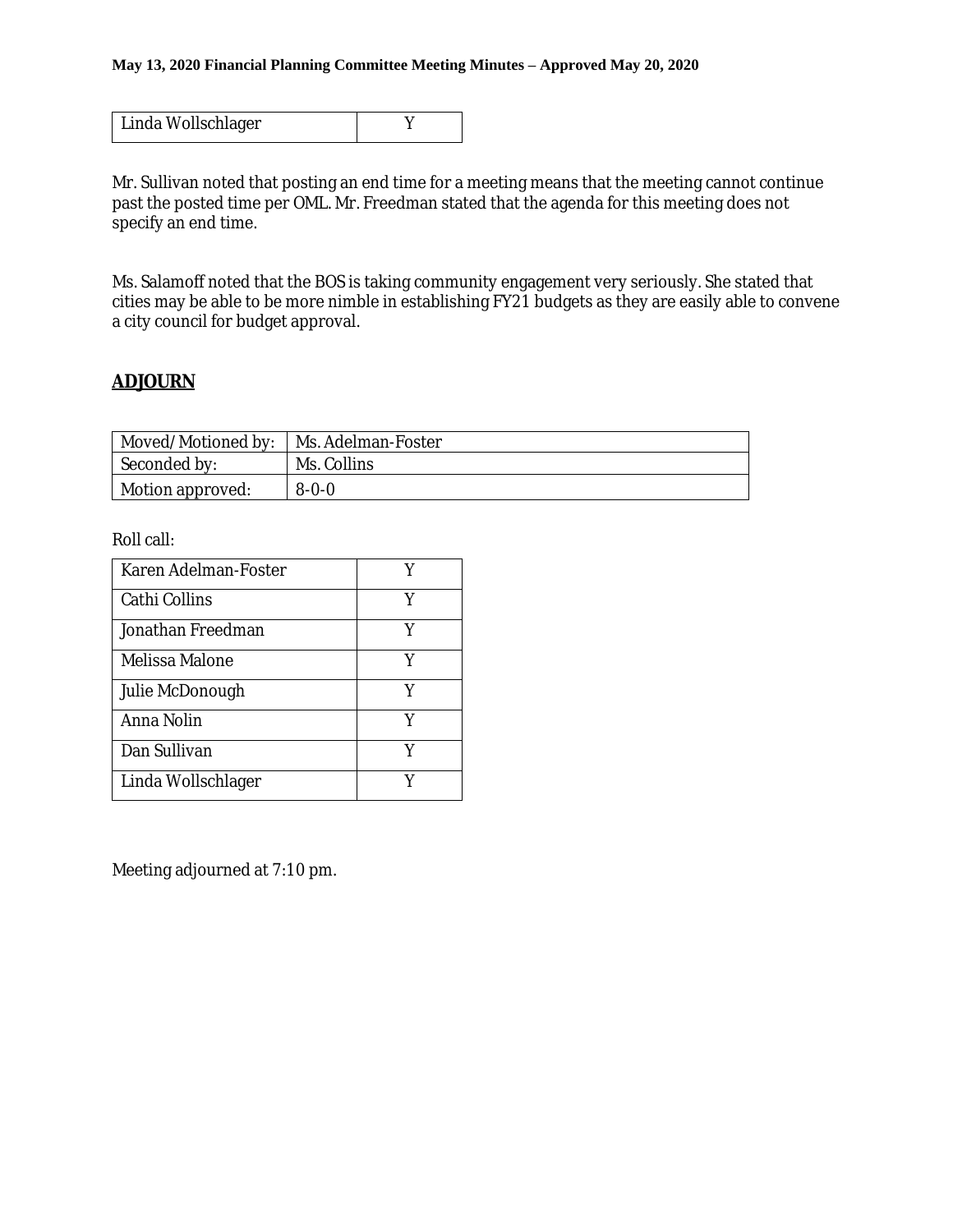| | |
|---|---|
| Linda Wollschlager | Y |

Mr. Sullivan noted that posting an end time for a meeting means that the meeting cannot continue past the posted time per OML. Mr. Freedman stated that the agenda for this meeting does not specify an end time.

Ms. Salamoff noted that the BOS is taking community engagement very seriously. She stated that cities may be able to be more nimble in establishing FY21 budgets as they are easily able to convene a city council for budget approval.

## ADJOURN

| | |
|---|---|
| Moved/Motioned by: | Ms. Adelman-Foster |
| Seconded by: | Ms. Collins |
| Motion approved: | 8-0-0 |

Roll call:

| | |
|---|---|
| Karen Adelman-Foster | Y |
| Cathi Collins | Y |
| Jonathan Freedman | Y |
| Melissa Malone | Y |
| Julie McDonough | Y |
| Anna Nolin | Y |
| Dan Sullivan | Y |
| Linda Wollschlager | Y |

Meeting adjourned at 7:10 pm.